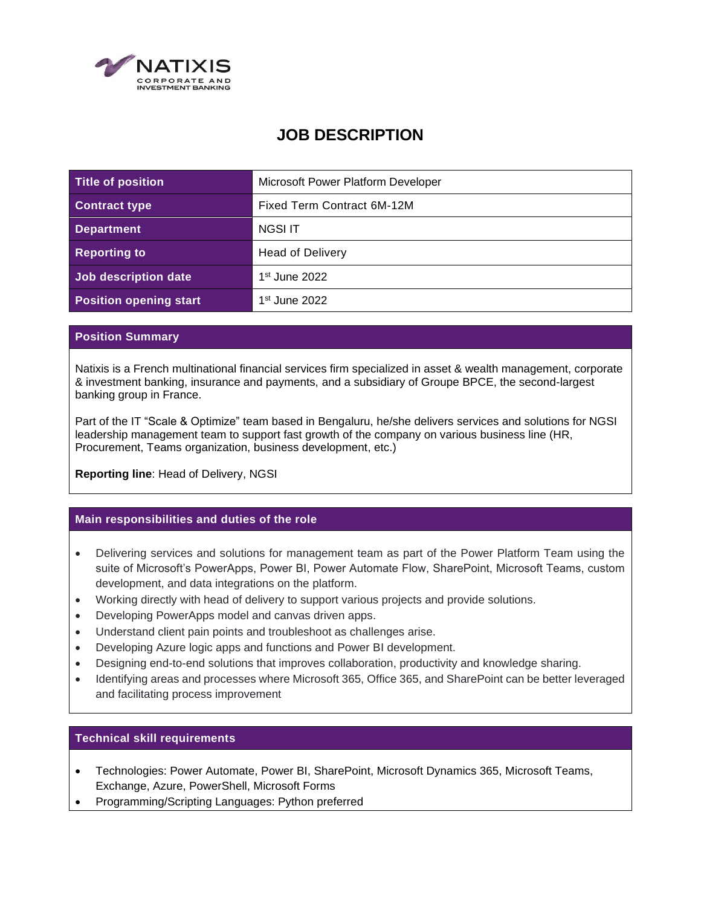NATIXIS
CORPORATE AND INVESTMENT BANKING

# JOB DESCRIPTION

| | |
|---|---|
| **Title of position** | Microsoft Power Platform Developer |
| **Contract type** | Fixed Term Contract 6M-12M |
| **Department** | NGSI IT |
| **Reporting to** | Head of Delivery |
| **Job description date** | 1st June 2022 |
| **Position opening start** | 1st June 2022 |

## Position Summary

Natixis is a French multinational financial services firm specialized in asset & wealth management, corporate & investment banking, insurance and payments, and a subsidiary of Groupe BPCE, the second-largest banking group in France.

Part of the IT "Scale & Optimize" team based in Bengaluru, he/she delivers services and solutions for NGSI leadership management team to support fast growth of the company on various business line (HR, Procurement, Teams organization, business development, etc.)

**Reporting line**: Head of Delivery, NGSI

## Main responsibilities and duties of the role

- Delivering services and solutions for management team as part of the Power Platform Team using the suite of Microsoft's PowerApps, Power BI, Power Automate Flow, SharePoint, Microsoft Teams, custom development, and data integrations on the platform.
- Working directly with head of delivery to support various projects and provide solutions.
- Developing PowerApps model and canvas driven apps.
- Understand client pain points and troubleshoot as challenges arise.
- Developing Azure logic apps and functions and Power BI development.
- Designing end-to-end solutions that improves collaboration, productivity and knowledge sharing.
- Identifying areas and processes where Microsoft 365, Office 365, and SharePoint can be better leveraged and facilitating process improvement

## Technical skill requirements

- Technologies: Power Automate, Power BI, SharePoint, Microsoft Dynamics 365, Microsoft Teams, Exchange, Azure, PowerShell, Microsoft Forms
- Programming/Scripting Languages: Python preferred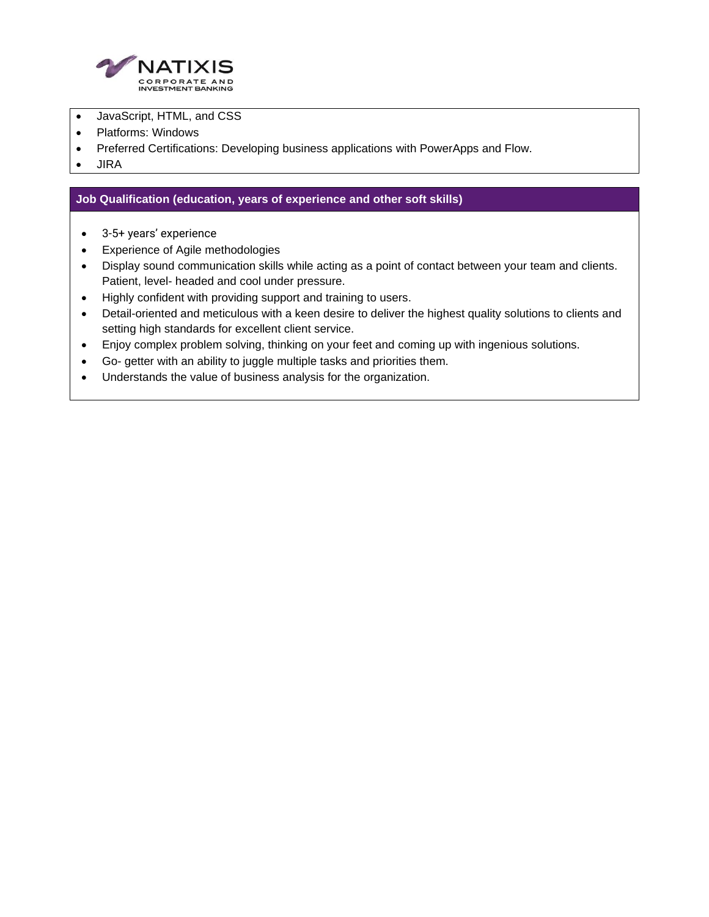- JavaScript, HTML, and CSS
- Platforms: Windows
- Preferred Certifications: Developing business applications with PowerApps and Flow.
- JIRA

**Job Qualification (education, years of experience and other soft skills)**

- 3-5+ years' experience
- Experience of Agile methodologies
- Display sound communication skills while acting as a point of contact between your team and clients. Patient, level- headed and cool under pressure.
- Highly confident with providing support and training to users.
- Detail-oriented and meticulous with a keen desire to deliver the highest quality solutions to clients and setting high standards for excellent client service.
- Enjoy complex problem solving, thinking on your feet and coming up with ingenious solutions.
- Go- getter with an ability to juggle multiple tasks and priorities them.
- Understands the value of business analysis for the organization.